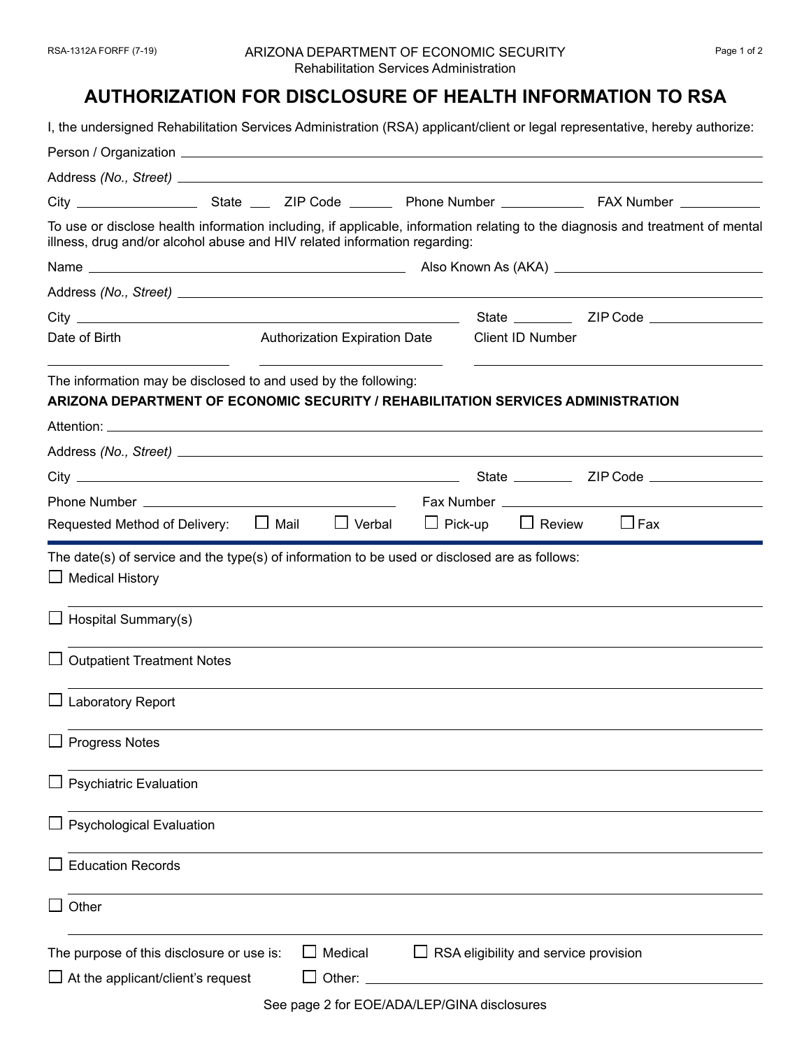RSA-1312A FORFF (7-19)

ARIZONA DEPARTMENT OF ECONOMIC SECURITY
Rehabilitation Services Administration

# AUTHORIZATION FOR DISCLOSURE OF HEALTH INFORMATION TO RSA

I, the undersigned Rehabilitation Services Administration (RSA) applicant/client or legal representative, hereby authorize:

Person / Organization ______________________________

Address *(No., Street)* ______________________________

City ____________ State ___ ZIP Code ______ Phone Number __________ FAX Number __________

To use or disclose health information including, if applicable, information relating to the diagnosis and treatment of mental illness, drug and/or alcohol abuse and HIV related information regarding:

Name ______________________________ Also Known As (AKA) ______________________________

Address *(No., Street)* ______________________________

City ______________________________ State ________ ZIP Code ______________

Date of Birth ______________ Authorization Expiration Date ______________ Client ID Number ______________

The information may be disclosed to and used by the following:

**ARIZONA DEPARTMENT OF ECONOMIC SECURITY / REHABILITATION SERVICES ADMINISTRATION**

Attention: ______________________________

Address *(No., Street)* ______________________________

City ______________________________ State ________ ZIP Code ______________

Phone Number ______________________________ Fax Number ______________________________

Requested Method of Delivery: ☐ Mail ☐ Verbal ☐ Pick-up ☐ Review ☐ Fax

---

The date(s) of service and the type(s) of information to be used or disclosed are as follows:

☐ Medical History

______________________________

☐ Hospital Summary(s)

______________________________

☐ Outpatient Treatment Notes

______________________________

☐ Laboratory Report

______________________________

☐ Progress Notes

______________________________

☐ Psychiatric Evaluation

______________________________

☐ Psychological Evaluation

______________________________

☐ Education Records

______________________________

☐ Other

______________________________

The purpose of this disclosure or use is: ☐ Medical ☐ RSA eligibility and service provision

☐ At the applicant/client's request ☐ Other: ______________________________

See page 2 for EOE/ADA/LEP/GINA disclosures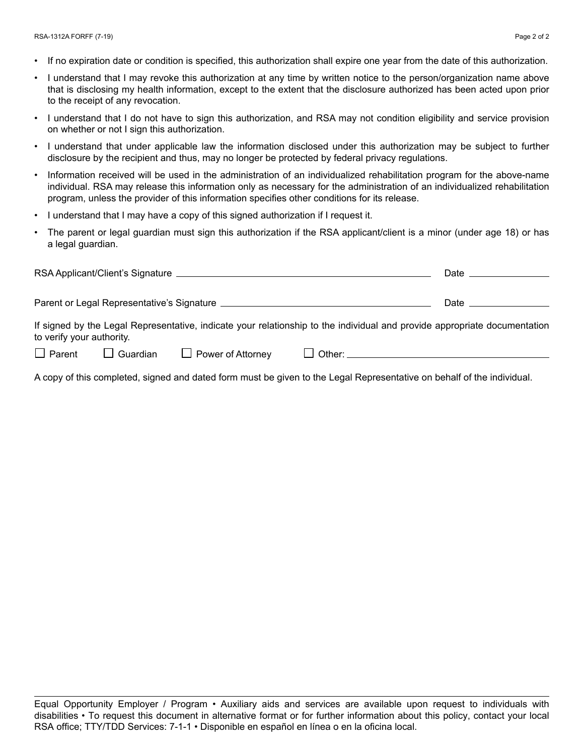- If no expiration date or condition is specified, this authorization shall expire one year from the date of this authorization.
- I understand that I may revoke this authorization at any time by written notice to the person/organization name above that is disclosing my health information, except to the extent that the disclosure authorized has been acted upon prior to the receipt of any revocation.
- I understand that I do not have to sign this authorization, and RSA may not condition eligibility and service provision on whether or not I sign this authorization.
- I understand that under applicable law the information disclosed under this authorization may be subject to further disclosure by the recipient and thus, may no longer be protected by federal privacy regulations.
- Information received will be used in the administration of an individualized rehabilitation program for the above-name individual. RSA may release this information only as necessary for the administration of an individualized rehabilitation program, unless the provider of this information specifies other conditions for its release.
- I understand that I may have a copy of this signed authorization if I request it.
- The parent or legal guardian must sign this authorization if the RSA applicant/client is a minor (under age 18) or has a legal guardian.

RSA Applicant/Client's Signature ______________________________ Date ____________

Parent or Legal Representative's Signature ______________________________ Date ____________

If signed by the Legal Representative, indicate your relationship to the individual and provide appropriate documentation to verify your authority.

☐ Parent ☐ Guardian ☐ Power of Attorney ☐ Other: ______________________________

A copy of this completed, signed and dated form must be given to the Legal Representative on behalf of the individual.

Equal Opportunity Employer / Program • Auxiliary aids and services are available upon request to individuals with disabilities • To request this document in alternative format or for further information about this policy, contact your local RSA office; TTY/TDD Services: 7-1-1 • Disponible en español en línea o en la oficina local.